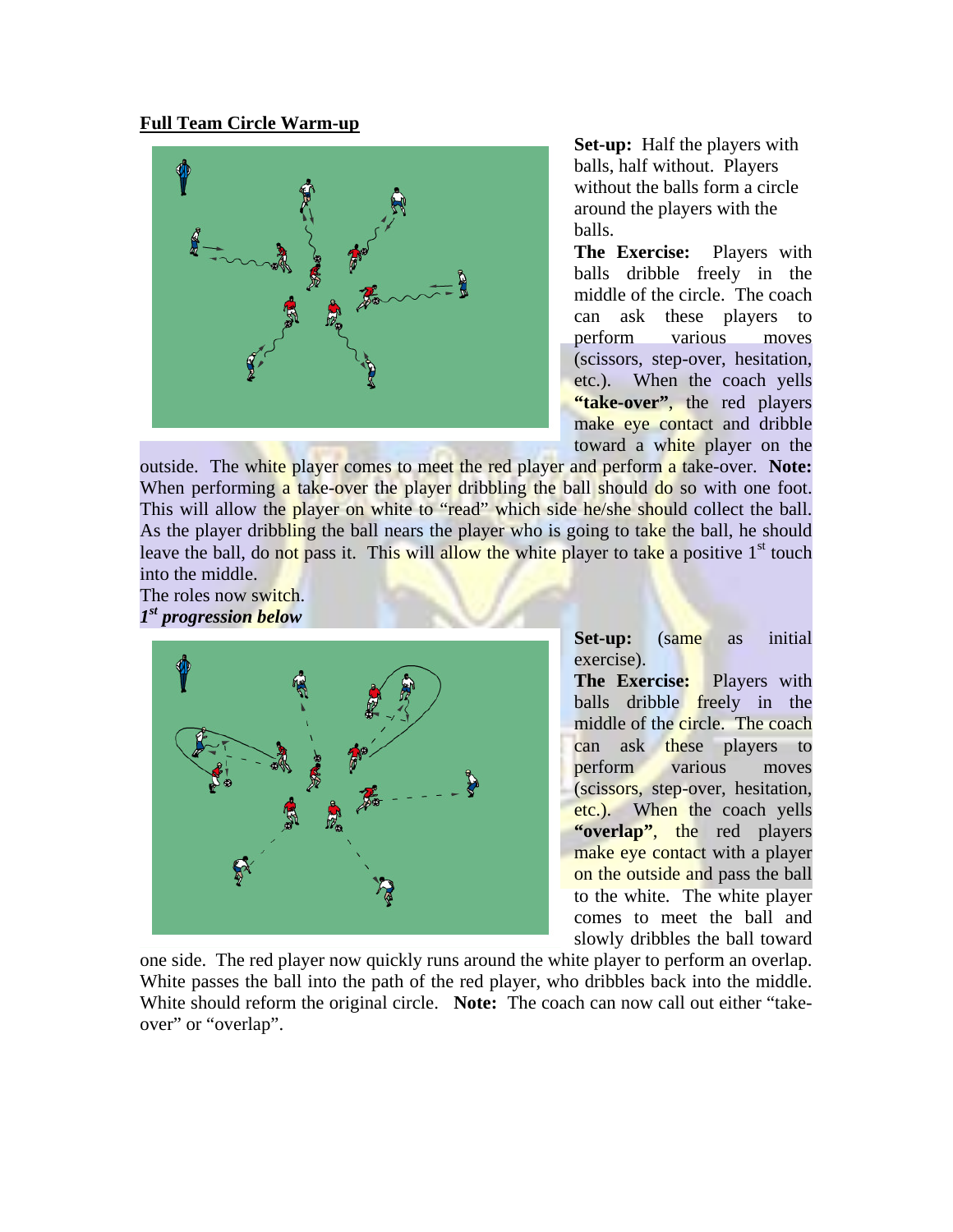**Full Team Circle Warm-up**

**Set-up:** Half the players with balls, half without. Players without the balls form a circle around the players with the balls.

**The Exercise:** Players with balls dribble freely in the middle of the circle. The coach can ask these players to perform various moves (scissors, step-over, hesitation, etc.). When the coach yells **"take-over"**, the red players make eye contact and dribble toward a white player on the outside. The white player comes to meet the red player and perform a take-over. **Note:** When performing a take-over the player dribbling the ball should do so with one foot. This will allow the player on white to "read" which side he/she should collect the ball. As the player dribbling the ball nears the player who is going to take the ball, he should leave the ball, do not pass it. This will allow the white player to take a positive 1st touch into the middle.

The roles now switch.

***1st progression below***

**Set-up:** (same as initial exercise).

**The Exercise:** Players with balls dribble freely in the middle of the circle. The coach can ask these players to perform various moves (scissors, step-over, hesitation, etc.). When the coach yells **"overlap"**, the red players make eye contact with a player on the outside and pass the ball to the white. The white player comes to meet the ball and slowly dribbles the ball toward one side. The red player now quickly runs around the white player to perform an overlap. White passes the ball into the path of the red player, who dribbles back into the middle. White should reform the original circle. **Note:** The coach can now call out either "take-over" or "overlap".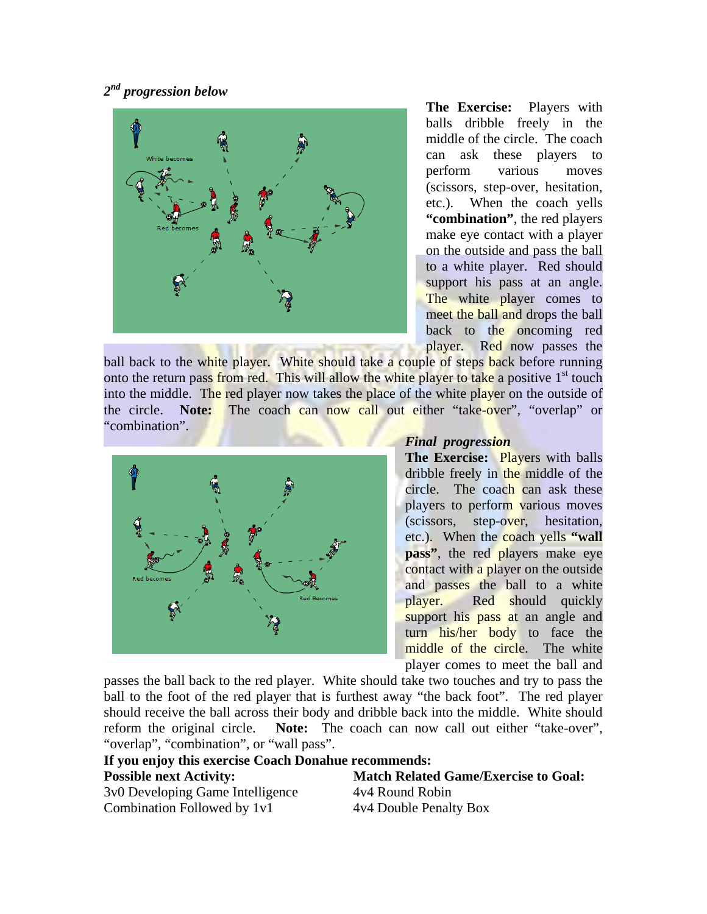*2nd progression below*

White becomes

Red becomes

**The Exercise:** Players with balls dribble freely in the middle of the circle. The coach can ask these players to perform various moves (scissors, step-over, hesitation, etc.). When the coach yells **"combination"**, the red players make eye contact with a player on the outside and pass the ball to a white player. Red should support his pass at an angle. The white player comes to meet the ball and drops the ball back to the oncoming red player. Red now passes the ball back to the white player. White should take a couple of steps back before running onto the return pass from red. This will allow the white player to take a positive 1st touch into the middle. The red player now takes the place of the white player on the outside of the circle. **Note:** The coach can now call out either "take-over", "overlap" or "combination".

*Final progression*

Red becomes

Red Becomes

**The Exercise:** Players with balls dribble freely in the middle of the circle. The coach can ask these players to perform various moves (scissors, step-over, hesitation, etc.). When the coach yells **"wall pass"**, the red players make eye contact with a player on the outside and passes the ball to a white player. Red should quickly support his pass at an angle and turn his/her body to face the middle of the circle. The white player comes to meet the ball and passes the ball back to the red player. White should take two touches and try to pass the ball to the foot of the red player that is furthest away "the back foot". The red player should receive the ball across their body and dribble back into the middle. White should reform the original circle. **Note:** The coach can now call out either "take-over", "overlap", "combination", or "wall pass".

**If you enjoy this exercise Coach Donahue recommends:**

**Possible next Activity:**
3v0 Developing Game Intelligence
Combination Followed by 1v1

**Match Related Game/Exercise to Goal:**
4v4 Round Robin
4v4 Double Penalty Box